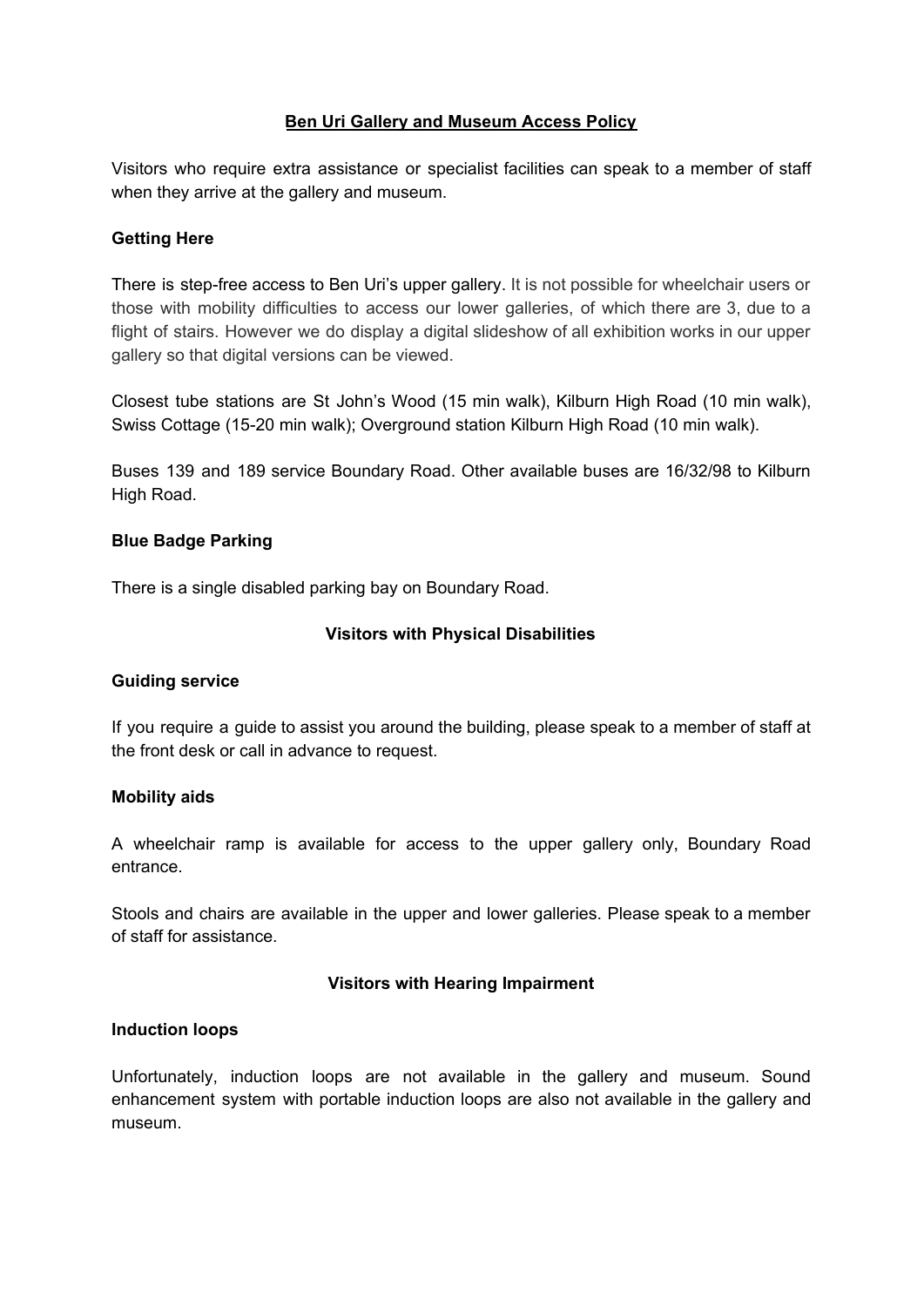# Ben Uri Gallery and Museum Access Policy

Visitors who require extra assistance or specialist facilities can speak to a member of staff when they arrive at the gallery and museum.

### Getting Here

There is step-free access to Ben Uri's upper gallery. It is not possible for wheelchair users or those with mobility difficulties to access our lower galleries, of which there are 3, due to a flight of stairs. However we do display a digital slideshow of all exhibition works in our upper gallery so that digital versions can be viewed.

Closest tube stations are St John's Wood (15 min walk), Kilburn High Road (10 min walk), Swiss Cottage (15-20 min walk); Overground station Kilburn High Road (10 min walk).

Buses 139 and 189 service Boundary Road. Other available buses are 16/32/98 to Kilburn High Road.

### Blue Badge Parking

There is a single disabled parking bay on Boundary Road.

## Visitors with Physical Disabilities

### Guiding service

If you require a guide to assist you around the building, please speak to a member of staff at the front desk or call in advance to request.

### Mobility aids

A wheelchair ramp is available for access to the upper gallery only, Boundary Road entrance.

Stools and chairs are available in the upper and lower galleries. Please speak to a member of staff for assistance.

## Visitors with Hearing Impairment

### Induction loops

Unfortunately, induction loops are not available in the gallery and museum. Sound enhancement system with portable induction loops are also not available in the gallery and museum.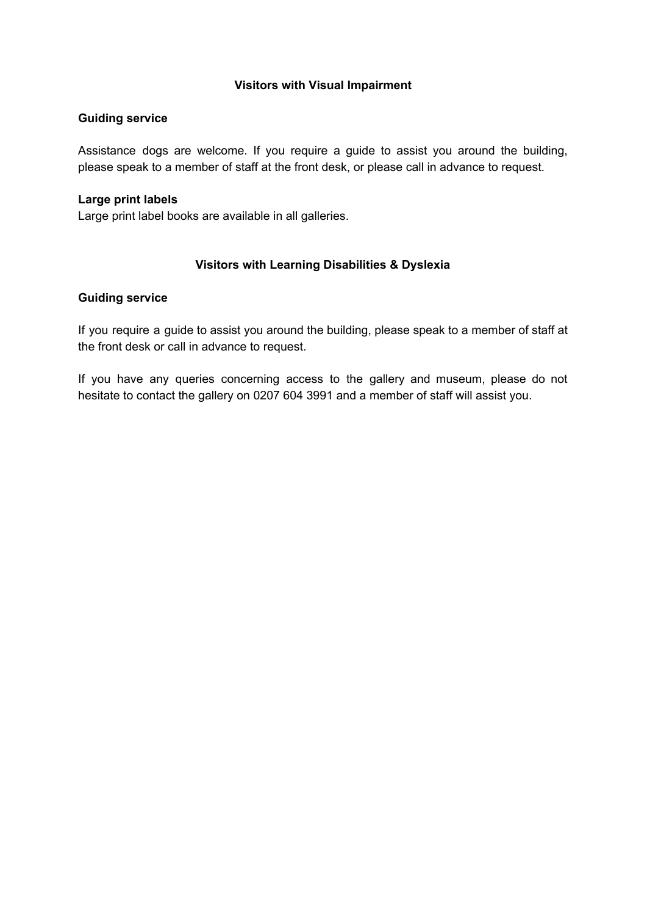## Visitors with Visual Impairment

### Guiding service

Assistance dogs are welcome. If you require a guide to assist you around the building, please speak to a member of staff at the front desk, or please call in advance to request.

### Large print labels

Large print label books are available in all galleries.

## Visitors with Learning Disabilities & Dyslexia

### Guiding service

If you require a guide to assist you around the building, please speak to a member of staff at the front desk or call in advance to request.

If you have any queries concerning access to the gallery and museum, please do not hesitate to contact the gallery on 0207 604 3991 and a member of staff will assist you.